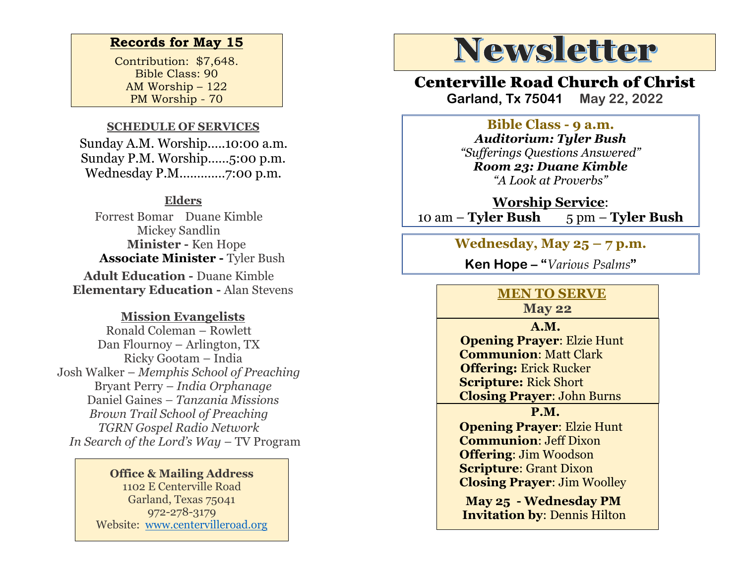**Records for May 15**

Contribution: $7,648.
Bible Class: 90
AM Worship – 122
PM Worship - 70

**SCHEDULE OF SERVICES**

Sunday A.M. Worship.....10:00 a.m.
Sunday P.M. Worship......5:00 p.m.
Wednesday P.M.............7:00 p.m.

**Elders**

Forrest Bomar  Duane Kimble
Mickey Sandlin

**Minister -** Ken Hope
**Associate Minister -** Tyler Bush
**Adult Education -** Duane Kimble
**Elementary Education -** Alan Stevens

**Mission Evangelists**

Ronald Coleman – Rowlett
Dan Flournoy – Arlington, TX
Ricky Gootam – India
Josh Walker – *Memphis School of Preaching*
Bryant Perry – *India Orphanage*
Daniel Gaines – *Tanzania Missions*
*Brown Trail School of Preaching*
*TGRN Gospel Radio Network*
*In Search of the Lord's Way* – TV Program

**Office & Mailing Address**
1102 E Centerville Road
Garland, Texas 75041
972-278-3179
Website: www.centervilleroad.org

# Newsletter

## Centerville Road Church of Christ

**Garland, Tx 75041  May 22, 2022**

**Bible Class - 9 a.m.**
***Auditorium: Tyler Bush***
*"Sufferings Questions Answered"*
***Room 23: Duane Kimble***
*"A Look at Proverbs"*

**Worship Service**:
10 am – **Tyler Bush**  5 pm – **Tyler Bush**

**Wednesday, May 25 – 7 p.m.**
**Ken Hope – "***Various Psalms***"**

**MEN TO SERVE**
**May 22**

**A.M.**
**Opening Prayer**: Elzie Hunt
**Communion**: Matt Clark
**Offering:** Erick Rucker
**Scripture:** Rick Short
**Closing Prayer**: John Burns

**P.M.**
**Opening Prayer**: Elzie Hunt
**Communion**: Jeff Dixon
**Offering**: Jim Woodson
**Scripture**: Grant Dixon
**Closing Prayer**: Jim Woolley

**May 25 - Wednesday PM**
**Invitation by**: Dennis Hilton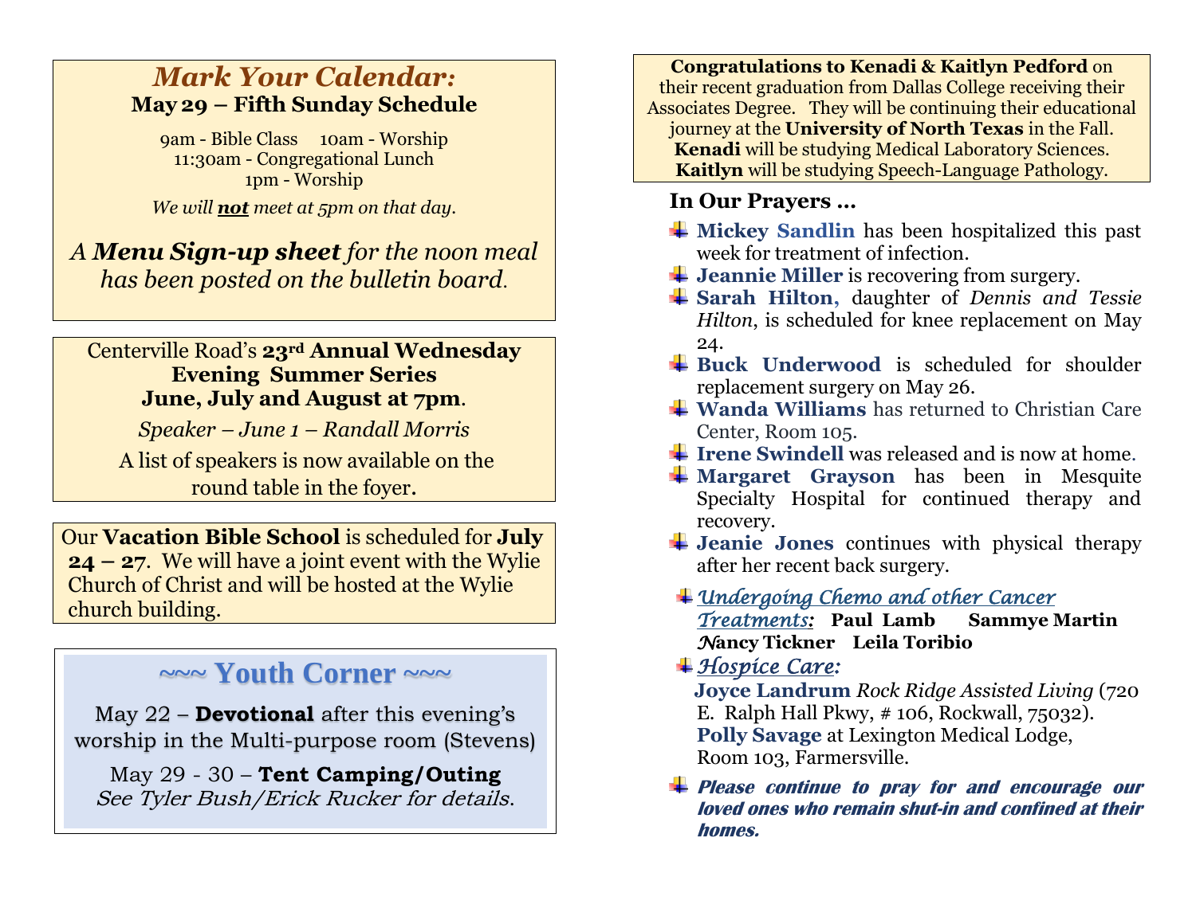## *Mark Your Calendar:*

**May 29 – Fifth Sunday Schedule**

9am - Bible Class 10am - Worship
11:30am - Congregational Lunch
1pm - Worship

*We will **not** meet at 5pm on that day.*

*A **Menu Sign-up sheet** for the noon meal has been posted on the bulletin board.*

Centerville Road's **23rd Annual Wednesday Evening Summer Series June, July and August at 7pm**.

*Speaker – June 1 – Randall Morris*

A list of speakers is now available on the round table in the foyer.

Our **Vacation Bible School** is scheduled for **July 24 – 27**. We will have a joint event with the Wylie Church of Christ and will be hosted at the Wylie church building.

## ~~~ Youth Corner ~~~

May 22 – **Devotional** after this evening's worship in the Multi-purpose room (Stevens)

May 29 - 30 – **Tent Camping/Outing**
*See Tyler Bush/Erick Rucker for details.*

**Congratulations to Kenadi & Kaitlyn Pedford** on their recent graduation from Dallas College receiving their Associates Degree. They will be continuing their educational journey at the **University of North Texas** in the Fall. **Kenadi** will be studying Medical Laboratory Sciences. **Kaitlyn** will be studying Speech-Language Pathology.

### In Our Prayers …

- **Mickey Sandlin** has been hospitalized this past week for treatment of infection.
- **Jeannie Miller** is recovering from surgery.
- **Sarah Hilton,** daughter of *Dennis and Tessie Hilton*, is scheduled for knee replacement on May 24.
- **Buck Underwood** is scheduled for shoulder replacement surgery on May 26.
- **Wanda Williams** has returned to Christian Care Center, Room 105.
- **Irene Swindell** was released and is now at home.
- **Margaret Grayson** has been in Mesquite Specialty Hospital for continued therapy and recovery.
- **Jeanie Jones** continues with physical therapy after her recent back surgery.
- *Undergoing Chemo and other Cancer Treatments:* **Paul Lamb** **Sammye Martin** **Nancy Tickner** **Leila Toribio**
- *Hospice Care:*
  **Joyce Landrum** *Rock Ridge Assisted Living* (720 E. Ralph Hall Pkwy, # 106, Rockwall, 75032).
  **Polly Savage** at Lexington Medical Lodge, Room 103, Farmersville.
- ***Please continue to pray for and encourage our loved ones who remain shut-in and confined at their homes.***